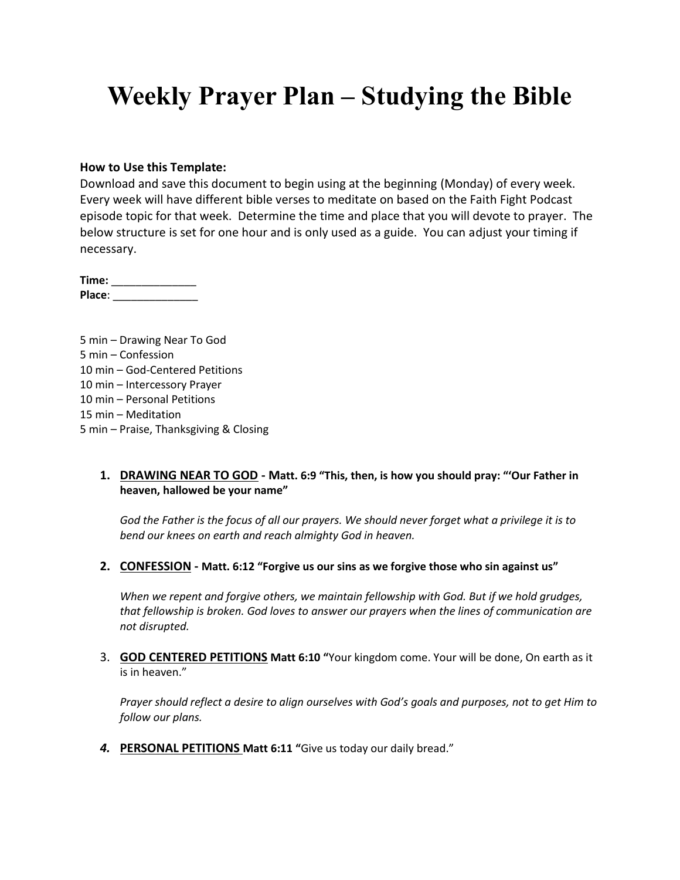# Weekly Prayer Plan – Studying the Bible

**How to Use this Template:**
Download and save this document to begin using at the beginning (Monday) of every week. Every week will have different bible verses to meditate on based on the Faith Fight Podcast episode topic for that week. Determine the time and place that you will devote to prayer. The below structure is set for one hour and is only used as a guide. You can adjust your timing if necessary.

**Time:** ______________
**Place**: ______________

5 min – Drawing Near To God
5 min – Confession
10 min – God-Centered Petitions
10 min – Intercessory Prayer
10 min – Personal Petitions
15 min – Meditation
5 min – Praise, Thanksgiving & Closing

1. **DRAWING NEAR TO GOD - Matt. 6:9 "This, then, is how you should pray: "'Our Father in heaven, hallowed be your name"**

   *God the Father is the focus of all our prayers. We should never forget what a privilege it is to bend our knees on earth and reach almighty God in heaven.*

2. **CONFESSION - Matt. 6:12 "Forgive us our sins as we forgive those who sin against us"**

   *When we repent and forgive others, we maintain fellowship with God. But if we hold grudges, that fellowship is broken. God loves to answer our prayers when the lines of communication are not disrupted.*

3. **GOD CENTERED PETITIONS Matt 6:10 "**Your kingdom come. Your will be done, On earth as it is in heaven."

   *Prayer should reflect a desire to align ourselves with God's goals and purposes, not to get Him to follow our plans.*

4. **PERSONAL PETITIONS Matt 6:11 "**Give us today our daily bread."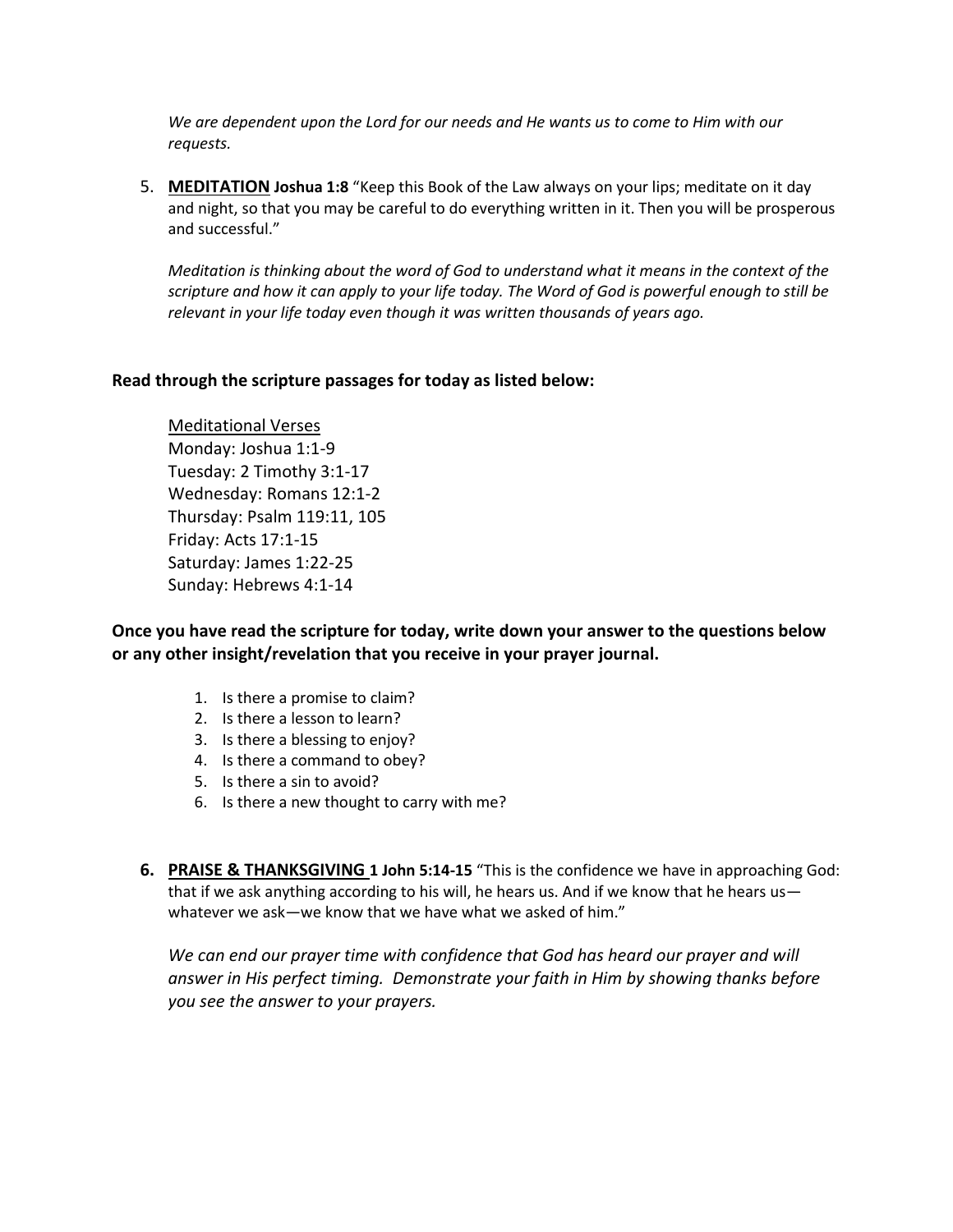*We are dependent upon the Lord for our needs and He wants us to come to Him with our requests.*

5. **MEDITATION** **Joshua 1:8** "Keep this Book of the Law always on your lips; meditate on it day and night, so that you may be careful to do everything written in it. Then you will be prosperous and successful."

   *Meditation is thinking about the word of God to understand what it means in the context of the scripture and how it can apply to your life today. The Word of God is powerful enough to still be relevant in your life today even though it was written thousands of years ago.*

**Read through the scripture passages for today as listed below:**

Meditational Verses
Monday: Joshua 1:1-9
Tuesday: 2 Timothy 3:1-17
Wednesday: Romans 12:1-2
Thursday: Psalm 119:11, 105
Friday: Acts 17:1-15
Saturday: James 1:22-25
Sunday: Hebrews 4:1-14

**Once you have read the scripture for today, write down your answer to the questions below or any other insight/revelation that you receive in your prayer journal.**

1. Is there a promise to claim?
2. Is there a lesson to learn?
3. Is there a blessing to enjoy?
4. Is there a command to obey?
5. Is there a sin to avoid?
6. Is there a new thought to carry with me?

6. **PRAISE & THANKSGIVING** **1 John 5:14-15** "This is the confidence we have in approaching God: that if we ask anything according to his will, he hears us. And if we know that he hears us—whatever we ask—we know that we have what we asked of him."

   *We can end our prayer time with confidence that God has heard our prayer and will answer in His perfect timing. Demonstrate your faith in Him by showing thanks before you see the answer to your prayers.*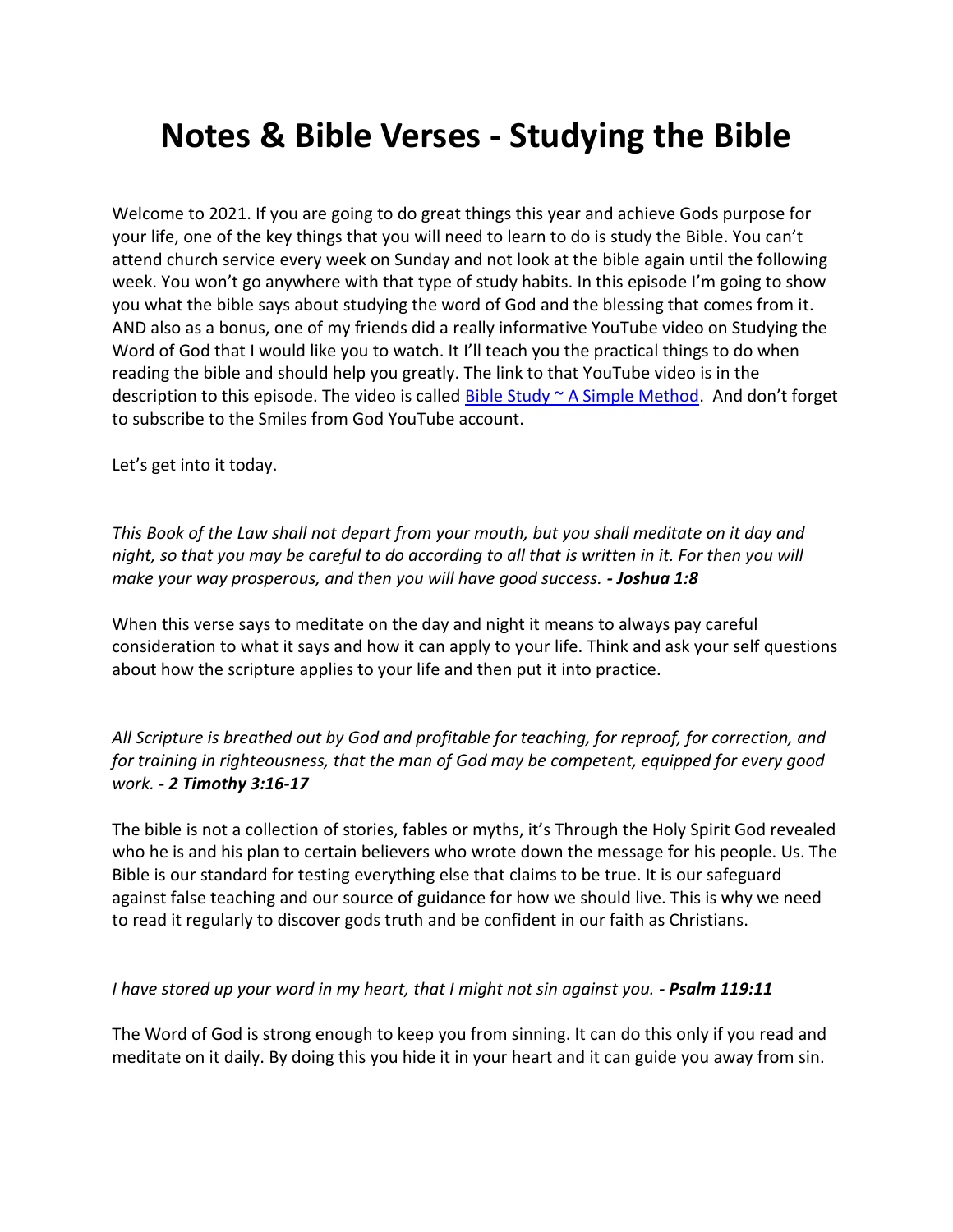# Notes & Bible Verses - Studying the Bible

Welcome to 2021. If you are going to do great things this year and achieve Gods purpose for your life, one of the key things that you will need to learn to do is study the Bible. You can't attend church service every week on Sunday and not look at the bible again until the following week. You won't go anywhere with that type of study habits. In this episode I'm going to show you what the bible says about studying the word of God and the blessing that comes from it. AND also as a bonus, one of my friends did a really informative YouTube video on Studying the Word of God that I would like you to watch. It I'll teach you the practical things to do when reading the bible and should help you greatly. The link to that YouTube video is in the description to this episode. The video is called Bible Study ~ A Simple Method. And don't forget to subscribe to the Smiles from God YouTube account.

Let's get into it today.

*This Book of the Law shall not depart from your mouth, but you shall meditate on it day and night, so that you may be careful to do according to all that is written in it. For then you will make your way prosperous, and then you will have good success.* ***- Joshua 1:8***

When this verse says to meditate on the day and night it means to always pay careful consideration to what it says and how it can apply to your life. Think and ask your self questions about how the scripture applies to your life and then put it into practice.

*All Scripture is breathed out by God and profitable for teaching, for reproof, for correction, and for training in righteousness, that the man of God may be competent, equipped for every good work.* ***- 2 Timothy 3:16-17***

The bible is not a collection of stories, fables or myths, it's Through the Holy Spirit God revealed who he is and his plan to certain believers who wrote down the message for his people. Us. The Bible is our standard for testing everything else that claims to be true. It is our safeguard against false teaching and our source of guidance for how we should live. This is why we need to read it regularly to discover gods truth and be confident in our faith as Christians.

*I have stored up your word in my heart, that I might not sin against you.* ***- Psalm 119:11***

The Word of God is strong enough to keep you from sinning. It can do this only if you read and meditate on it daily. By doing this you hide it in your heart and it can guide you away from sin.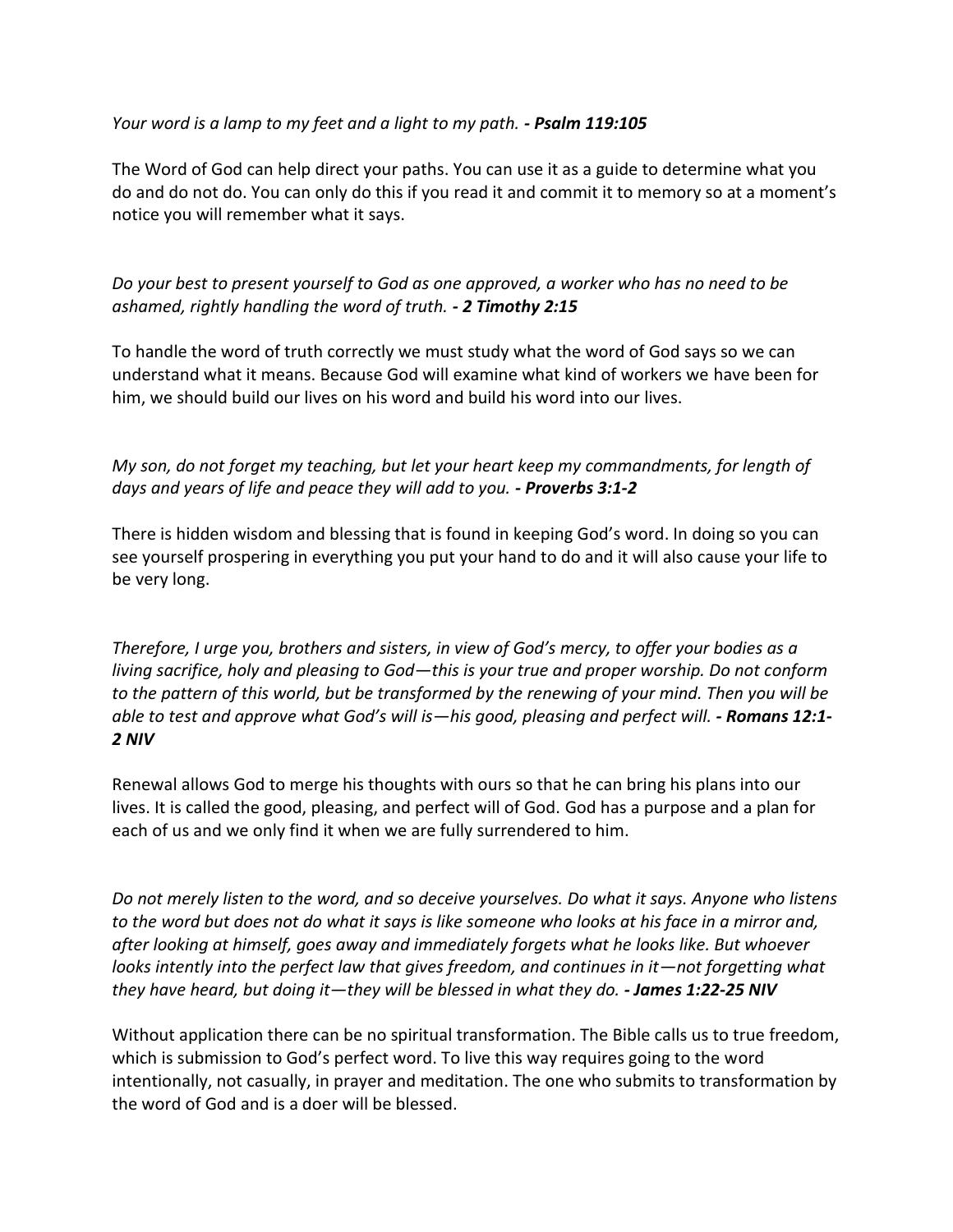*Your word is a lamp to my feet and a light to my path.* ***- Psalm 119:105***

The Word of God can help direct your paths. You can use it as a guide to determine what you do and do not do. You can only do this if you read it and commit it to memory so at a moment's notice you will remember what it says.

*Do your best to present yourself to God as one approved, a worker who has no need to be ashamed, rightly handling the word of truth.* ***- 2 Timothy 2:15***

To handle the word of truth correctly we must study what the word of God says so we can understand what it means. Because God will examine what kind of workers we have been for him, we should build our lives on his word and build his word into our lives.

*My son, do not forget my teaching, but let your heart keep my commandments, for length of days and years of life and peace they will add to you.* ***- Proverbs 3:1-2***

There is hidden wisdom and blessing that is found in keeping God's word. In doing so you can see yourself prospering in everything you put your hand to do and it will also cause your life to be very long.

*Therefore, I urge you, brothers and sisters, in view of God's mercy, to offer your bodies as a living sacrifice, holy and pleasing to God—this is your true and proper worship. Do not conform to the pattern of this world, but be transformed by the renewing of your mind. Then you will be able to test and approve what God's will is—his good, pleasing and perfect will.* ***- Romans 12:1-2 NIV***

Renewal allows God to merge his thoughts with ours so that he can bring his plans into our lives. It is called the good, pleasing, and perfect will of God. God has a purpose and a plan for each of us and we only find it when we are fully surrendered to him.

*Do not merely listen to the word, and so deceive yourselves. Do what it says. Anyone who listens to the word but does not do what it says is like someone who looks at his face in a mirror and, after looking at himself, goes away and immediately forgets what he looks like. But whoever looks intently into the perfect law that gives freedom, and continues in it—not forgetting what they have heard, but doing it—they will be blessed in what they do.* ***- James 1:22-25 NIV***

Without application there can be no spiritual transformation. The Bible calls us to true freedom, which is submission to God's perfect word. To live this way requires going to the word intentionally, not casually, in prayer and meditation. The one who submits to transformation by the word of God and is a doer will be blessed.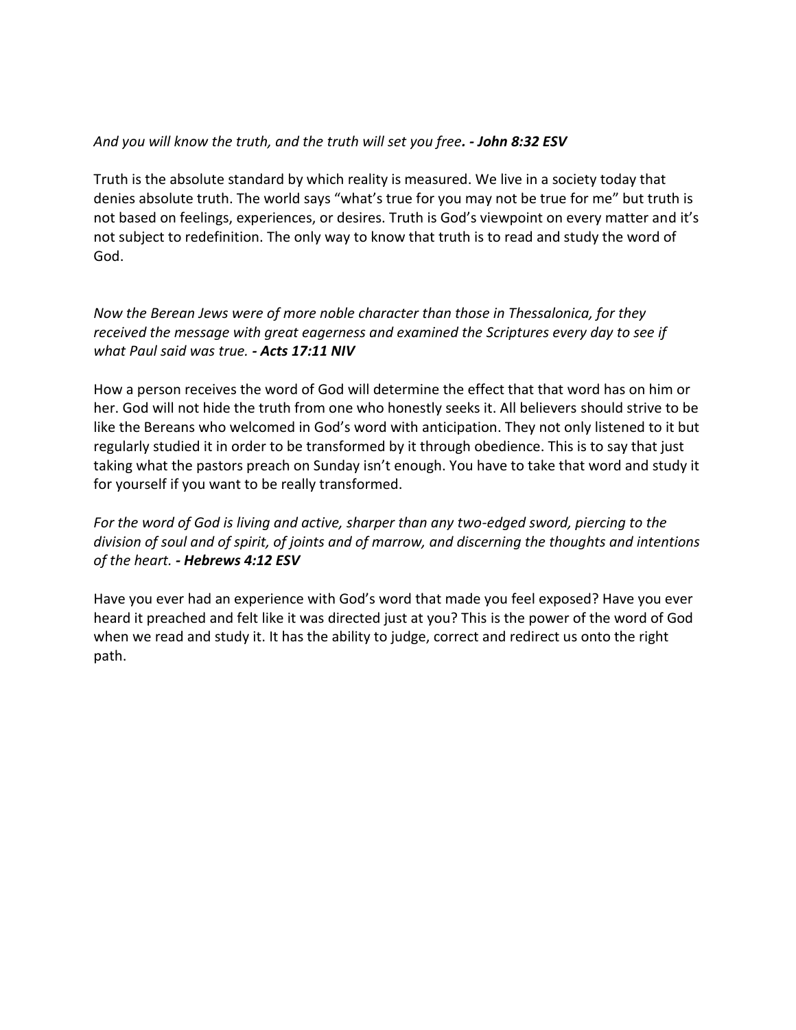*And you will know the truth, and the truth will set you free.* ***- John 8:32 ESV***

Truth is the absolute standard by which reality is measured. We live in a society today that denies absolute truth. The world says "what's true for you may not be true for me" but truth is not based on feelings, experiences, or desires. Truth is God's viewpoint on every matter and it's not subject to redefinition. The only way to know that truth is to read and study the word of God.

*Now the Berean Jews were of more noble character than those in Thessalonica, for they received the message with great eagerness and examined the Scriptures every day to see if what Paul said was true.* ***- Acts 17:11 NIV***

How a person receives the word of God will determine the effect that that word has on him or her. God will not hide the truth from one who honestly seeks it. All believers should strive to be like the Bereans who welcomed in God's word with anticipation. They not only listened to it but regularly studied it in order to be transformed by it through obedience. This is to say that just taking what the pastors preach on Sunday isn't enough. You have to take that word and study it for yourself if you want to be really transformed.

*For the word of God is living and active, sharper than any two-edged sword, piercing to the division of soul and of spirit, of joints and of marrow, and discerning the thoughts and intentions of the heart.* ***- Hebrews 4:12 ESV***

Have you ever had an experience with God's word that made you feel exposed? Have you ever heard it preached and felt like it was directed just at you? This is the power of the word of God when we read and study it. It has the ability to judge, correct and redirect us onto the right path.